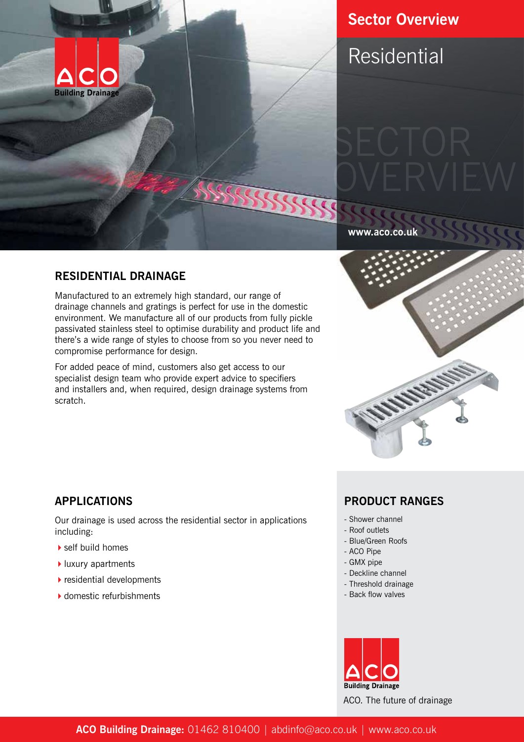# Sector Overview

## Residential

SECTOR OVERVIEW

www.aco.co.uk

## RESIDENTIAL DRAINAGE

Manufactured to an extremely high standard, our range of drainage channels and gratings is perfect for use in the domestic environment. We manufacture all of our products from fully pickle passivated stainless steel to optimise durability and product life and there's a wide range of styles to choose from so you never need to compromise performance for design.

For added peace of mind, customers also get access to our specialist design team who provide expert advice to specifiers and installers and, when required, design drainage systems from scratch.

## APPLICATIONS

Our drainage is used across the residential sector in applications including:

- self build homes
- luxury apartments
- residential developments
- domestic refurbishments

## PRODUCT RANGES

- Shower channel
- Roof outlets
- Blue/Green Roofs
- ACO Pipe
- GMX pipe
- Deckline channel
- Threshold drainage
- Back flow valves

ACO Building Drainage

ACO. The future of drainage

**ACO Building Drainage:** 01462 810400 | abdinfo@aco.co.uk | www.aco.co.uk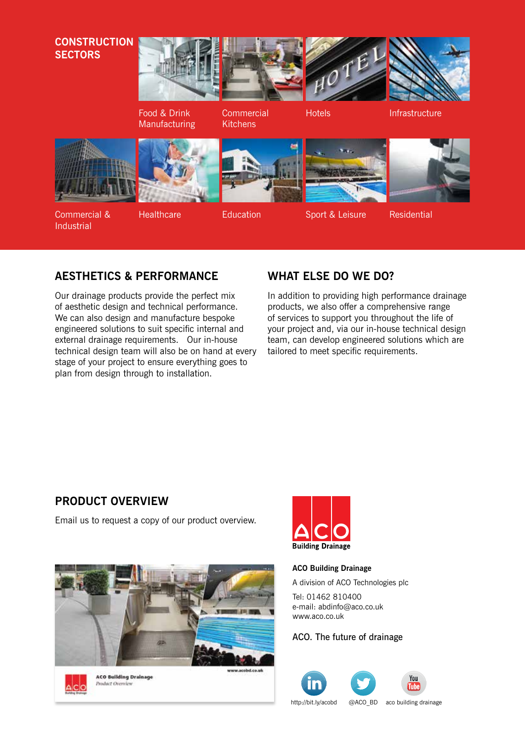## CONSTRUCTION SECTORS

Food & Drink Manufacturing

Commercial Kitchens

Hotels

Infrastructure

Commercial & Industrial

Healthcare

Education

Sport & Leisure

Residential

## AESTHETICS & PERFORMANCE

Our drainage products provide the perfect mix of aesthetic design and technical performance. We can also design and manufacture bespoke engineered solutions to suit specific internal and external drainage requirements. Our in-house technical design team will also be on hand at every stage of your project to ensure everything goes to plan from design through to installation.

## WHAT ELSE DO WE DO?

In addition to providing high performance drainage products, we also offer a comprehensive range of services to support you throughout the life of your project and, via our in-house technical design team, can develop engineered solutions which are tailored to meet specific requirements.

## PRODUCT OVERVIEW

Email us to request a copy of our product overview.

ACO Building Drainage

**ACO Building Drainage**

A division of ACO Technologies plc

Tel: 01462 810400
e-mail: abdinfo@aco.co.uk
www.aco.co.uk

ACO. The future of drainage

http://bit.ly/acobd @ACO_BD aco building drainage